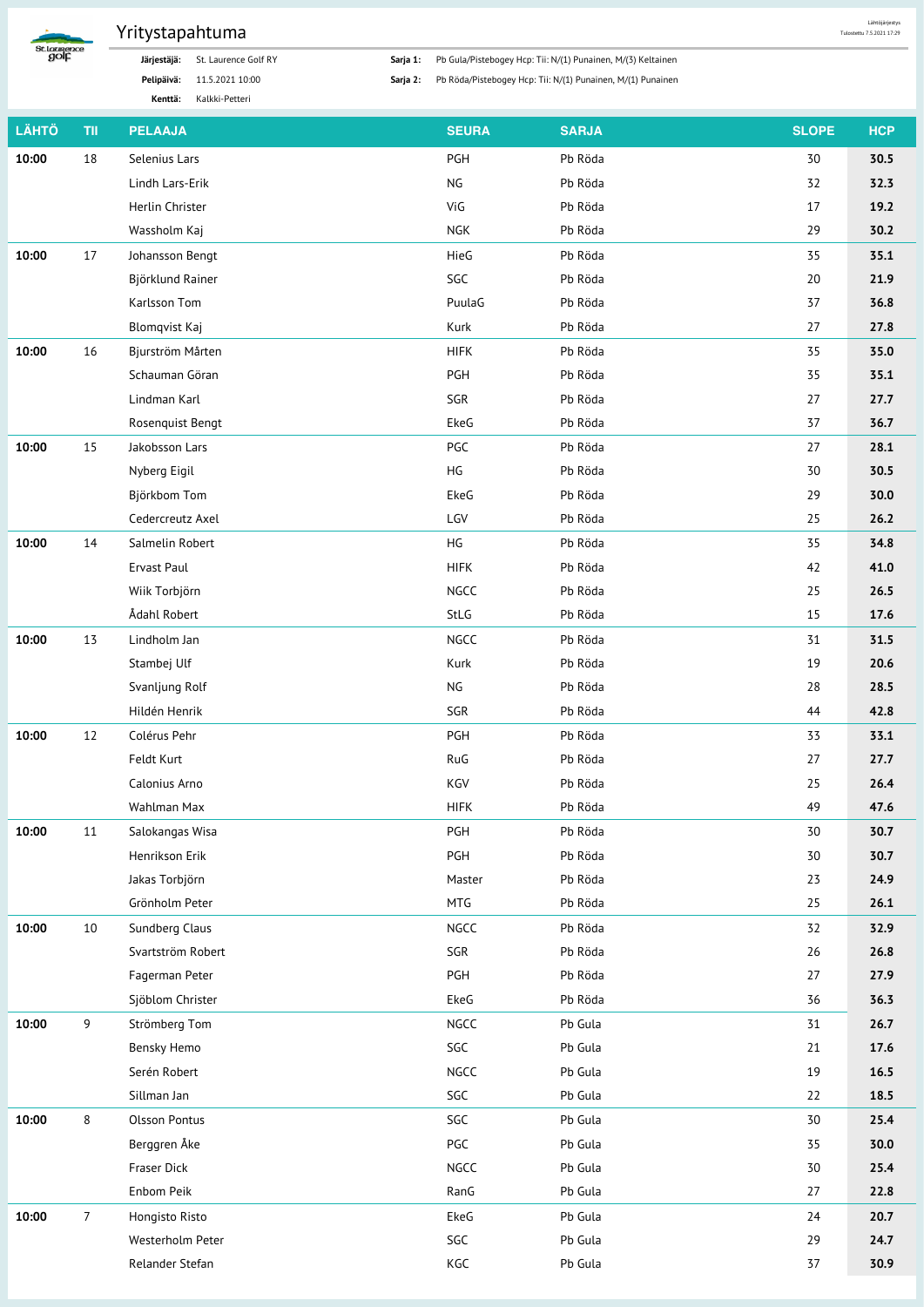# Yritystapahtuma

Lähtöjärjestys
Tulostettu 7.5.2021 17:29

**Järjestäjä:** St. Laurence Golf RY
**Pelipäivä:** 11.5.2021 10:00
**Kenttä:** Kalkki-Petteri

**Sarja 1:** Pb Gula/Pistebogey Hcp: Tii: N/(1) Punainen, M/(3) Keltainen
**Sarja 2:** Pb Röda/Pistebogey Hcp: Tii: N/(1) Punainen, M/(1) Punainen

| LÄHTÖ | TII | PELAAJA | SEURA | SARJA | SLOPE | HCP |
|---|---|---|---|---|---|---|
| **10:00** | 18 | Selenius Lars | PGH | Pb Röda | 30 | **30.5** |
| | | Lindh Lars-Erik | NG | Pb Röda | 32 | **32.3** |
| | | Herlin Christer | ViG | Pb Röda | 17 | **19.2** |
| | | Wassholm Kaj | NGK | Pb Röda | 29 | **30.2** |
| **10:00** | 17 | Johansson Bengt | HieG | Pb Röda | 35 | **35.1** |
| | | Björklund Rainer | SGC | Pb Röda | 20 | **21.9** |
| | | Karlsson Tom | PuulaG | Pb Röda | 37 | **36.8** |
| | | Blomqvist Kaj | Kurk | Pb Röda | 27 | **27.8** |
| **10:00** | 16 | Bjurström Mårten | HIFK | Pb Röda | 35 | **35.0** |
| | | Schauman Göran | PGH | Pb Röda | 35 | **35.1** |
| | | Lindman Karl | SGR | Pb Röda | 27 | **27.7** |
| | | Rosenquist Bengt | EkeG | Pb Röda | 37 | **36.7** |
| **10:00** | 15 | Jakobsson Lars | PGC | Pb Röda | 27 | **28.1** |
| | | Nyberg Eigil | HG | Pb Röda | 30 | **30.5** |
| | | Björkbom Tom | EkeG | Pb Röda | 29 | **30.0** |
| | | Cedercreutz Axel | LGV | Pb Röda | 25 | **26.2** |
| **10:00** | 14 | Salmelin Robert | HG | Pb Röda | 35 | **34.8** |
| | | Ervast Paul | HIFK | Pb Röda | 42 | **41.0** |
| | | Wiik Torbjörn | NGCC | Pb Röda | 25 | **26.5** |
| | | Ådahl Robert | StLG | Pb Röda | 15 | **17.6** |
| **10:00** | 13 | Lindholm Jan | NGCC | Pb Röda | 31 | **31.5** |
| | | Stambej Ulf | Kurk | Pb Röda | 19 | **20.6** |
| | | Svanljung Rolf | NG | Pb Röda | 28 | **28.5** |
| | | Hildén Henrik | SGR | Pb Röda | 44 | **42.8** |
| **10:00** | 12 | Colérus Pehr | PGH | Pb Röda | 33 | **33.1** |
| | | Feldt Kurt | RuG | Pb Röda | 27 | **27.7** |
| | | Calonius Arno | KGV | Pb Röda | 25 | **26.4** |
| | | Wahlman Max | HIFK | Pb Röda | 49 | **47.6** |
| **10:00** | 11 | Salokangas Wisa | PGH | Pb Röda | 30 | **30.7** |
| | | Henrikson Erik | PGH | Pb Röda | 30 | **30.7** |
| | | Jakas Torbjörn | Master | Pb Röda | 23 | **24.9** |
| | | Grönholm Peter | MTG | Pb Röda | 25 | **26.1** |
| **10:00** | 10 | Sundberg Claus | NGCC | Pb Röda | 32 | **32.9** |
| | | Svartström Robert | SGR | Pb Röda | 26 | **26.8** |
| | | Fagerman Peter | PGH | Pb Röda | 27 | **27.9** |
| | | Sjöblom Christer | EkeG | Pb Röda | 36 | **36.3** |
| **10:00** | 9 | Strömberg Tom | NGCC | Pb Gula | 31 | **26.7** |
| | | Bensky Hemo | SGC | Pb Gula | 21 | **17.6** |
| | | Serén Robert | NGCC | Pb Gula | 19 | **16.5** |
| | | Sillman Jan | SGC | Pb Gula | 22 | **18.5** |
| **10:00** | 8 | Olsson Pontus | SGC | Pb Gula | 30 | **25.4** |
| | | Berggren Åke | PGC | Pb Gula | 35 | **30.0** |
| | | Fraser Dick | NGCC | Pb Gula | 30 | **25.4** |
| | | Enbom Peik | RanG | Pb Gula | 27 | **22.8** |
| **10:00** | 7 | Hongisto Risto | EkeG | Pb Gula | 24 | **20.7** |
| | | Westerholm Peter | SGC | Pb Gula | 29 | **24.7** |
| | | Relander Stefan | KGC | Pb Gula | 37 | **30.9** |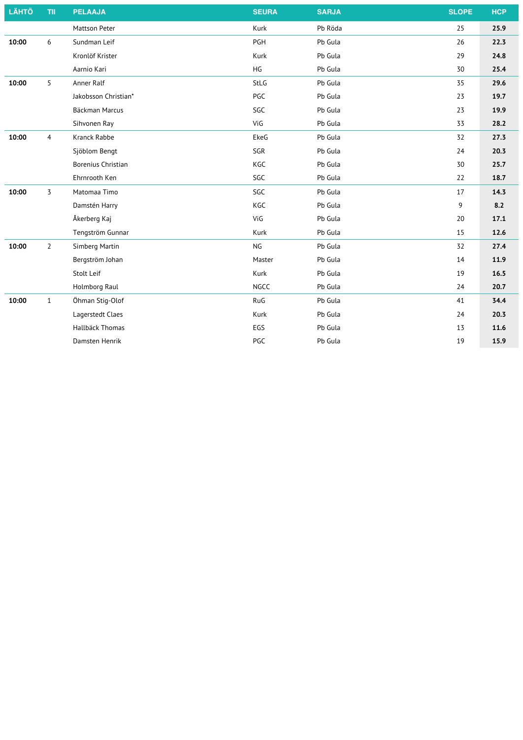| LÄHTÖ | TII | PELAAJA | SEURA | SARJA | SLOPE | HCP |
|---|---|---|---|---|---|---|
| | | Mattson Peter | Kurk | Pb Röda | 25 | **25.9** |
| **10:00** | 6 | Sundman Leif | PGH | Pb Gula | 26 | **22.3** |
| | | Kronlöf Krister | Kurk | Pb Gula | 29 | **24.8** |
| | | Aarnio Kari | HG | Pb Gula | 30 | **25.4** |
| **10:00** | 5 | Anner Ralf | StLG | Pb Gula | 35 | **29.6** |
| | | Jakobsson Christian* | PGC | Pb Gula | 23 | **19.7** |
| | | Bäckman Marcus | SGC | Pb Gula | 23 | **19.9** |
| | | Sihvonen Ray | ViG | Pb Gula | 33 | **28.2** |
| **10:00** | 4 | Kranck Rabbe | EkeG | Pb Gula | 32 | **27.3** |
| | | Sjöblom Bengt | SGR | Pb Gula | 24 | **20.3** |
| | | Borenius Christian | KGC | Pb Gula | 30 | **25.7** |
| | | Ehrnrooth Ken | SGC | Pb Gula | 22 | **18.7** |
| **10:00** | 3 | Matomaa Timo | SGC | Pb Gula | 17 | **14.3** |
| | | Damstén Harry | KGC | Pb Gula | 9 | **8.2** |
| | | Åkerberg Kaj | ViG | Pb Gula | 20 | **17.1** |
| | | Tengström Gunnar | Kurk | Pb Gula | 15 | **12.6** |
| **10:00** | 2 | Simberg Martin | NG | Pb Gula | 32 | **27.4** |
| | | Bergström Johan | Master | Pb Gula | 14 | **11.9** |
| | | Stolt Leif | Kurk | Pb Gula | 19 | **16.5** |
| | | Holmborg Raul | NGCC | Pb Gula | 24 | **20.7** |
| **10:00** | 1 | Öhman Stig-Olof | RuG | Pb Gula | 41 | **34.4** |
| | | Lagerstedt Claes | Kurk | Pb Gula | 24 | **20.3** |
| | | Hallbäck Thomas | EGS | Pb Gula | 13 | **11.6** |
| | | Damsten Henrik | PGC | Pb Gula | 19 | **15.9** |